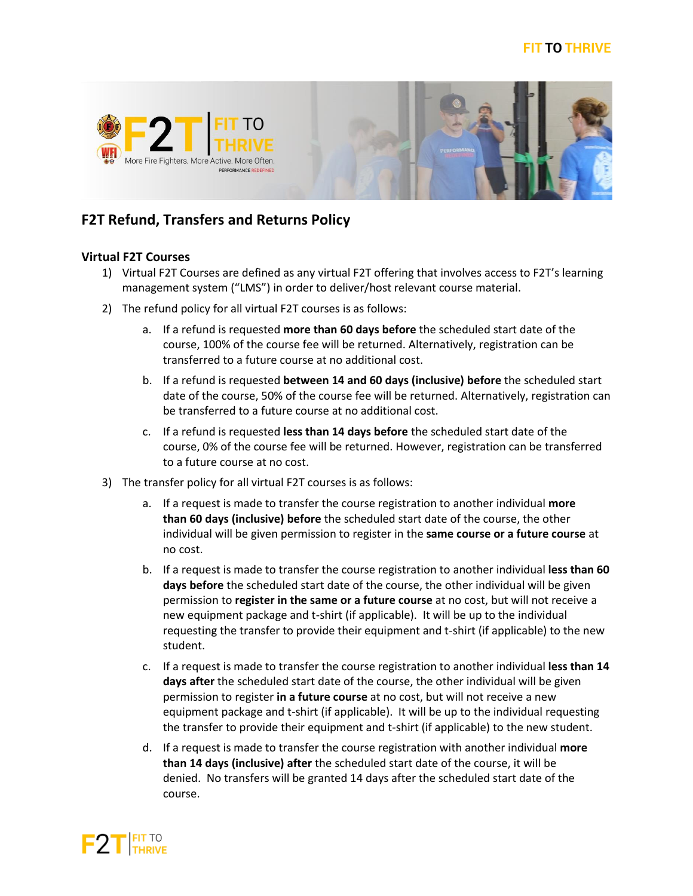## F2T Refund, Transfers and Returns Policy

### Virtual F2T Courses

1) Virtual F2T Courses are defined as any virtual F2T offering that involves access to F2T's learning management system ("LMS") in order to deliver/host relevant course material.
2) The refund policy for all virtual F2T courses is as follows:
   a. If a refund is requested **more than 60 days before** the scheduled start date of the course, 100% of the course fee will be returned. Alternatively, registration can be transferred to a future course at no additional cost.
   b. If a refund is requested **between 14 and 60 days (inclusive) before** the scheduled start date of the course, 50% of the course fee will be returned. Alternatively, registration can be transferred to a future course at no additional cost.
   c. If a refund is requested **less than 14 days before** the scheduled start date of the course, 0% of the course fee will be returned. However, registration can be transferred to a future course at no cost.
3) The transfer policy for all virtual F2T courses is as follows:
   a. If a request is made to transfer the course registration to another individual **more than 60 days (inclusive) before** the scheduled start date of the course, the other individual will be given permission to register in the **same course or a future course** at no cost.
   b. If a request is made to transfer the course registration to another individual **less than 60 days before** the scheduled start date of the course, the other individual will be given permission to **register in the same or a future course** at no cost, but will not receive a new equipment package and t-shirt (if applicable). It will be up to the individual requesting the transfer to provide their equipment and t-shirt (if applicable) to the new student.
   c. If a request is made to transfer the course registration to another individual **less than 14 days after** the scheduled start date of the course, the other individual will be given permission to register **in a future course** at no cost, but will not receive a new equipment package and t-shirt (if applicable). It will be up to the individual requesting the transfer to provide their equipment and t-shirt (if applicable) to the new student.
   d. If a request is made to transfer the course registration with another individual **more than 14 days (inclusive) after** the scheduled start date of the course, it will be denied. No transfers will be granted 14 days after the scheduled start date of the course.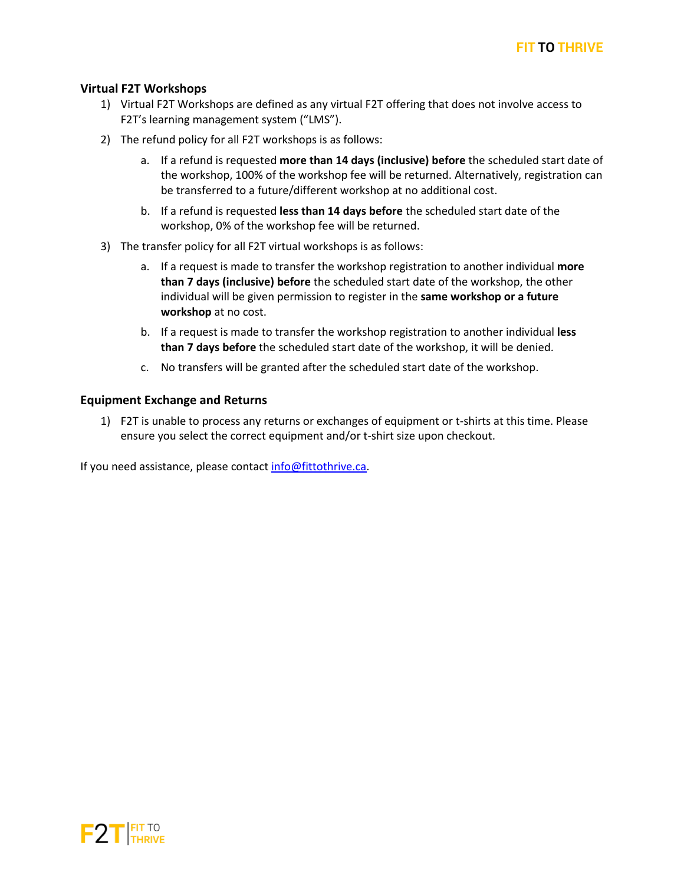### Virtual F2T Workshops

1) Virtual F2T Workshops are defined as any virtual F2T offering that does not involve access to F2T's learning management system ("LMS").
2) The refund policy for all F2T workshops is as follows:
   a. If a refund is requested **more than 14 days (inclusive) before** the scheduled start date of the workshop, 100% of the workshop fee will be returned. Alternatively, registration can be transferred to a future/different workshop at no additional cost.
   b. If a refund is requested **less than 14 days before** the scheduled start date of the workshop, 0% of the workshop fee will be returned.
3) The transfer policy for all F2T virtual workshops is as follows:
   a. If a request is made to transfer the workshop registration to another individual **more than 7 days (inclusive) before** the scheduled start date of the workshop, the other individual will be given permission to register in the **same workshop or a future workshop** at no cost.
   b. If a request is made to transfer the workshop registration to another individual **less than 7 days before** the scheduled start date of the workshop, it will be denied.
   c. No transfers will be granted after the scheduled start date of the workshop.

### Equipment Exchange and Returns

1) F2T is unable to process any returns or exchanges of equipment or t-shirts at this time. Please ensure you select the correct equipment and/or t-shirt size upon checkout.

If you need assistance, please contact info@fittothrive.ca.